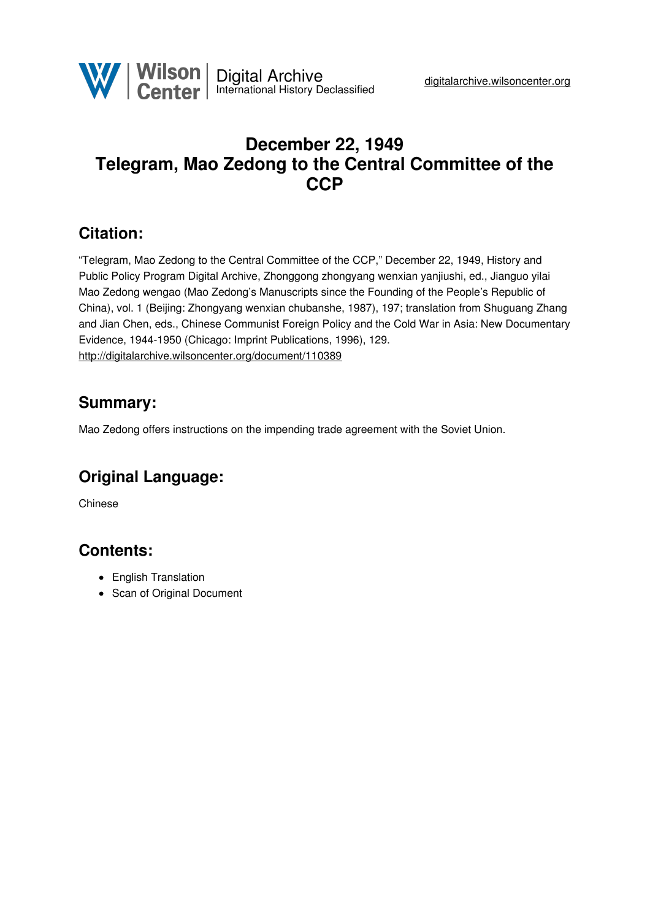# December 22, 1949
# Telegram, Mao Zedong to the Central Committee of the CCP

## Citation:

"Telegram, Mao Zedong to the Central Committee of the CCP," December 22, 1949, History and Public Policy Program Digital Archive, Zhonggong zhongyang wenxian yanjiushi, ed., Jianguo yilai Mao Zedong wengao (Mao Zedong's Manuscripts since the Founding of the People's Republic of China), vol. 1 (Beijing: Zhongyang wenxian chubanshe, 1987), 197; translation from Shuguang Zhang and Jian Chen, eds., Chinese Communist Foreign Policy and the Cold War in Asia: New Documentary Evidence, 1944-1950 (Chicago: Imprint Publications, 1996), 129.
http://digitalarchive.wilsoncenter.org/document/110389

## Summary:

Mao Zedong offers instructions on the impending trade agreement with the Soviet Union.

## Original Language:

Chinese

## Contents:

- English Translation
- Scan of Original Document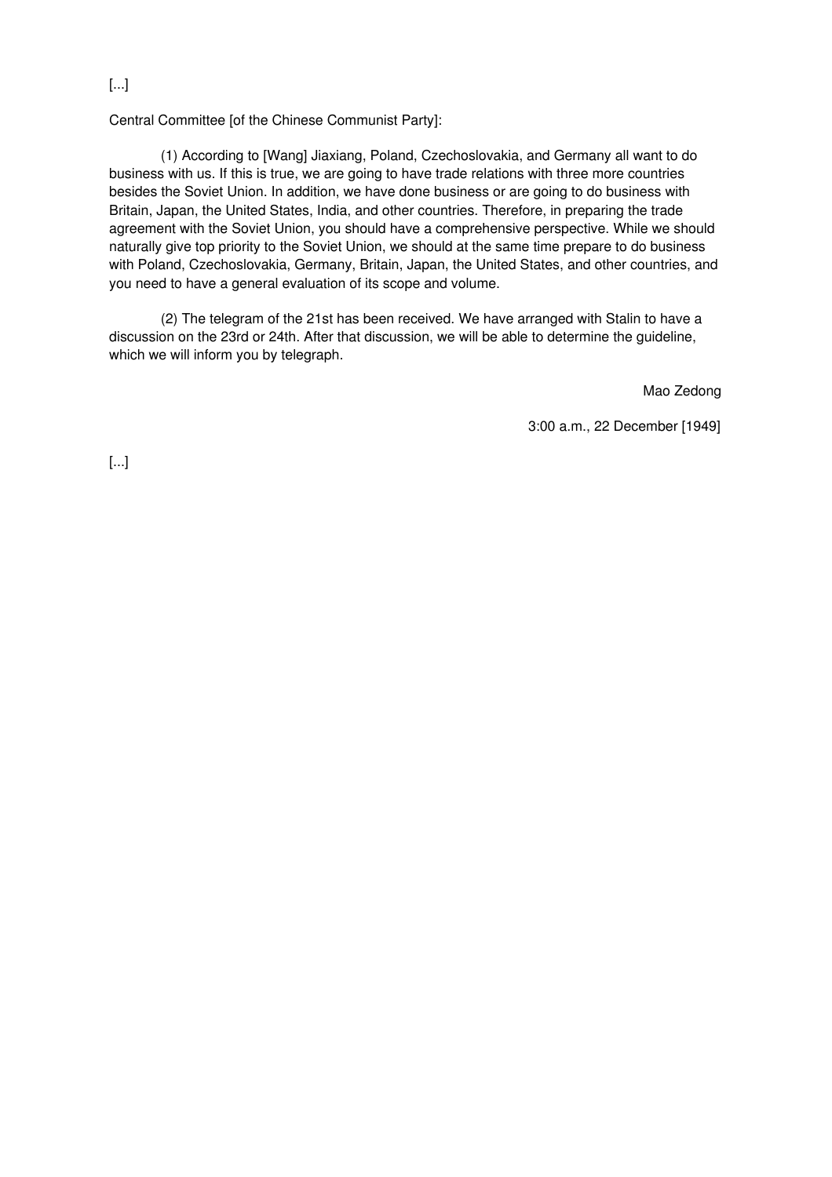[...]

Central Committee [of the Chinese Communist Party]:

(1) According to [Wang] Jiaxiang, Poland, Czechoslovakia, and Germany all want to do business with us. If this is true, we are going to have trade relations with three more countries besides the Soviet Union. In addition, we have done business or are going to do business with Britain, Japan, the United States, India, and other countries. Therefore, in preparing the trade agreement with the Soviet Union, you should have a comprehensive perspective. While we should naturally give top priority to the Soviet Union, we should at the same time prepare to do business with Poland, Czechoslovakia, Germany, Britain, Japan, the United States, and other countries, and you need to have a general evaluation of its scope and volume.

(2) The telegram of the 21st has been received. We have arranged with Stalin to have a discussion on the 23rd or 24th. After that discussion, we will be able to determine the guideline, which we will inform you by telegraph.

Mao Zedong

3:00 a.m., 22 December [1949]

[...]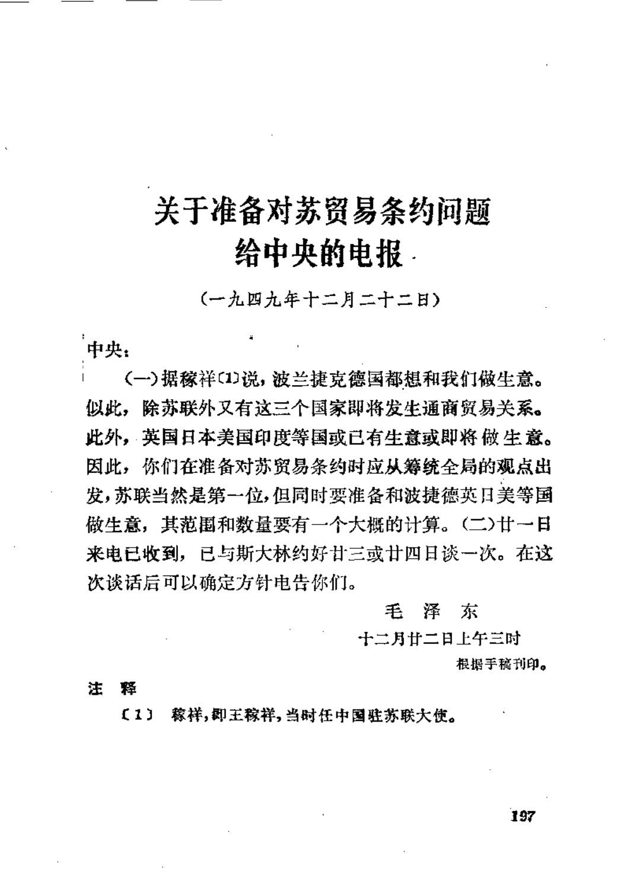# 关于准备对苏贸易条约问题给中央的电报

（一九四九年十二月二十二日）

中央：

（一）据稼祥[1]说，波兰捷克德国都想和我们做生意。似此，除苏联外又有这三个国家即将发生通商贸易关系。此外，英国日本美国印度等国或已有生意或即将做生意。因此，你们在准备对苏贸易条约时应从筹统全局的观点出发，苏联当然是第一位，但同时要准备和波捷德英日美等国做生意，其范围和数量要有一个大概的计算。（二）廿一日来电已收到，已与斯大林约好廿三或廿四日谈一次。在这次谈话后可以确定方针电告你们。

毛　泽　东

十二月廿二日上午三时

根据手稿刊印。

**注　释**

〔1〕　稼祥，即王稼祥，当时任中国驻苏联大使。